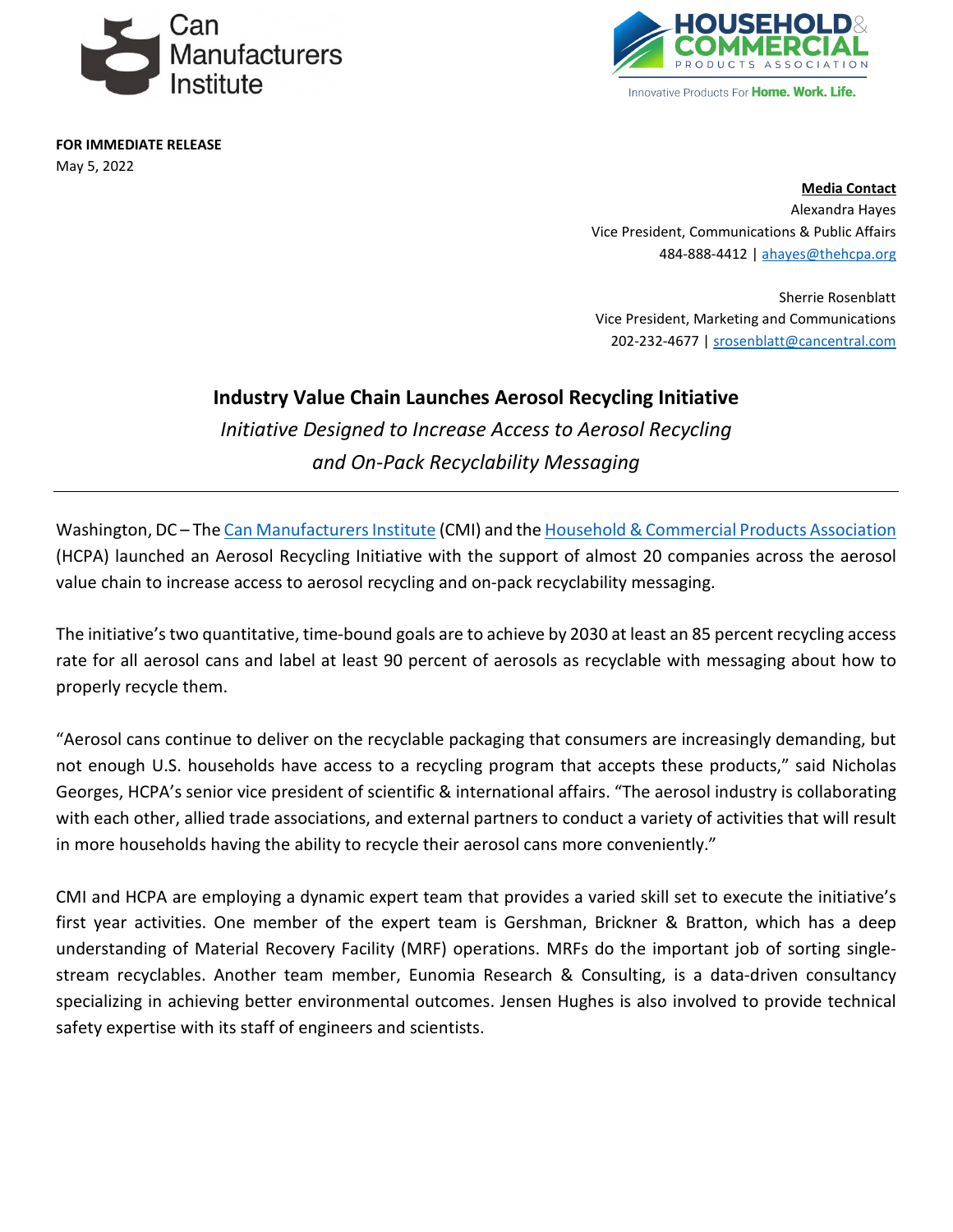Can Manufacturers Institute

HOUSEHOLD & COMMERCIAL PRODUCTS ASSOCIATION
Innovative Products For Home. Work. Life.

**FOR IMMEDIATE RELEASE**
May 5, 2022

**Media Contact**
Alexandra Hayes
Vice President, Communications & Public Affairs
484-888-4412 | ahayes@thehcpa.org

Sherrie Rosenblatt
Vice President, Marketing and Communications
202-232-4677 | srosenblatt@cancentral.com

# Industry Value Chain Launches Aerosol Recycling Initiative

*Initiative Designed to Increase Access to Aerosol Recycling and On-Pack Recyclability Messaging*

---

Washington, DC – The Can Manufacturers Institute (CMI) and the Household & Commercial Products Association (HCPA) launched an Aerosol Recycling Initiative with the support of almost 20 companies across the aerosol value chain to increase access to aerosol recycling and on-pack recyclability messaging.

The initiative's two quantitative, time-bound goals are to achieve by 2030 at least an 85 percent recycling access rate for all aerosol cans and label at least 90 percent of aerosols as recyclable with messaging about how to properly recycle them.

"Aerosol cans continue to deliver on the recyclable packaging that consumers are increasingly demanding, but not enough U.S. households have access to a recycling program that accepts these products," said Nicholas Georges, HCPA's senior vice president of scientific & international affairs. "The aerosol industry is collaborating with each other, allied trade associations, and external partners to conduct a variety of activities that will result in more households having the ability to recycle their aerosol cans more conveniently."

CMI and HCPA are employing a dynamic expert team that provides a varied skill set to execute the initiative's first year activities. One member of the expert team is Gershman, Brickner & Bratton, which has a deep understanding of Material Recovery Facility (MRF) operations. MRFs do the important job of sorting single-stream recyclables. Another team member, Eunomia Research & Consulting, is a data-driven consultancy specializing in achieving better environmental outcomes. Jensen Hughes is also involved to provide technical safety expertise with its staff of engineers and scientists.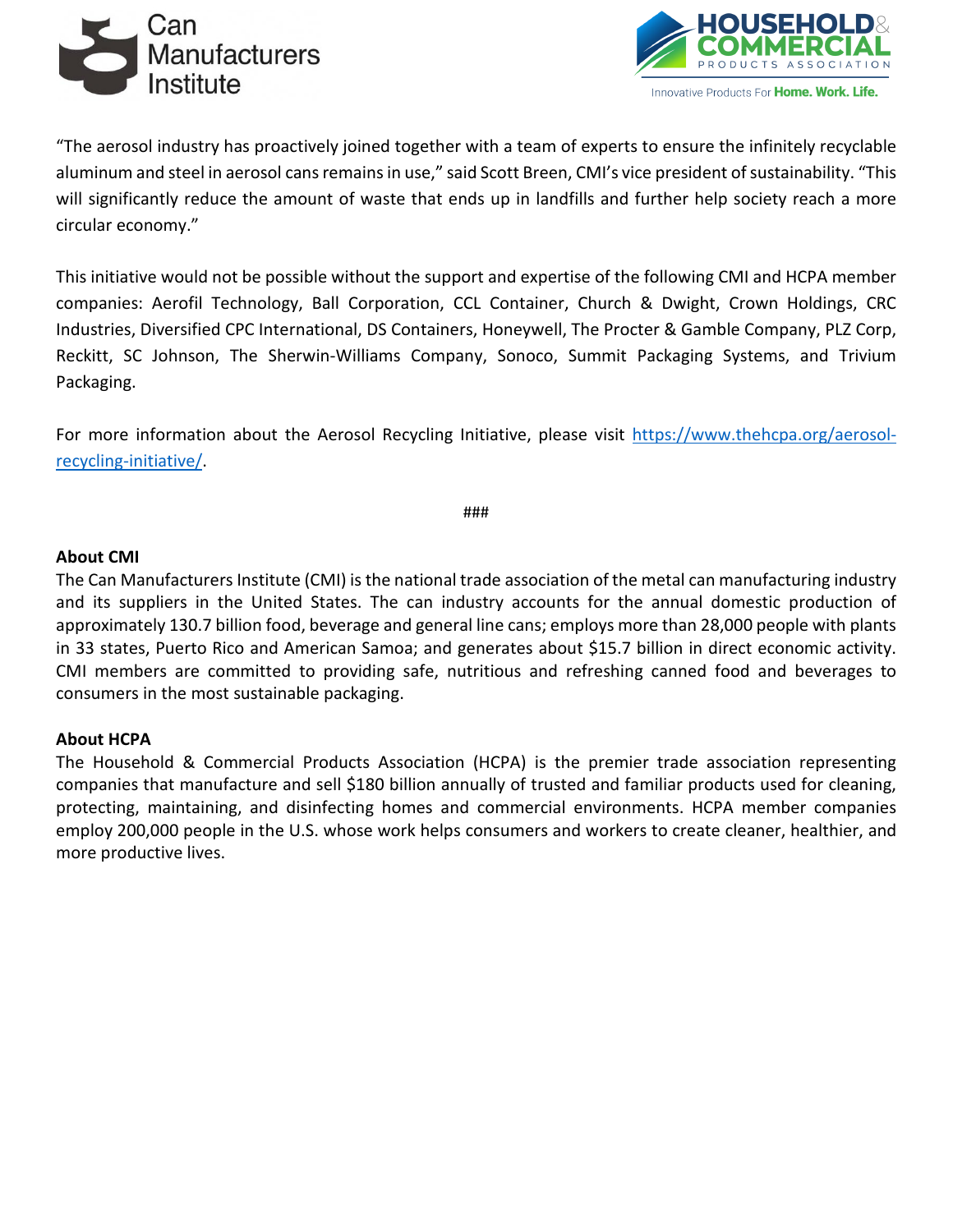"The aerosol industry has proactively joined together with a team of experts to ensure the infinitely recyclable aluminum and steel in aerosol cans remains in use," said Scott Breen, CMI's vice president of sustainability. "This will significantly reduce the amount of waste that ends up in landfills and further help society reach a more circular economy."

This initiative would not be possible without the support and expertise of the following CMI and HCPA member companies: Aerofil Technology, Ball Corporation, CCL Container, Church & Dwight, Crown Holdings, CRC Industries, Diversified CPC International, DS Containers, Honeywell, The Procter & Gamble Company, PLZ Corp, Reckitt, SC Johnson, The Sherwin-Williams Company, Sonoco, Summit Packaging Systems, and Trivium Packaging.

For more information about the Aerosol Recycling Initiative, please visit [https://www.thehcpa.org/aerosol-recycling-initiative/](https://www.thehcpa.org/aerosol-recycling-initiative/).

###

**About CMI**

The Can Manufacturers Institute (CMI) is the national trade association of the metal can manufacturing industry and its suppliers in the United States. The can industry accounts for the annual domestic production of approximately 130.7 billion food, beverage and general line cans; employs more than 28,000 people with plants in 33 states, Puerto Rico and American Samoa; and generates about $15.7 billion in direct economic activity. CMI members are committed to providing safe, nutritious and refreshing canned food and beverages to consumers in the most sustainable packaging.

**About HCPA**

The Household & Commercial Products Association (HCPA) is the premier trade association representing companies that manufacture and sell $180 billion annually of trusted and familiar products used for cleaning, protecting, maintaining, and disinfecting homes and commercial environments. HCPA member companies employ 200,000 people in the U.S. whose work helps consumers and workers to create cleaner, healthier, and more productive lives.